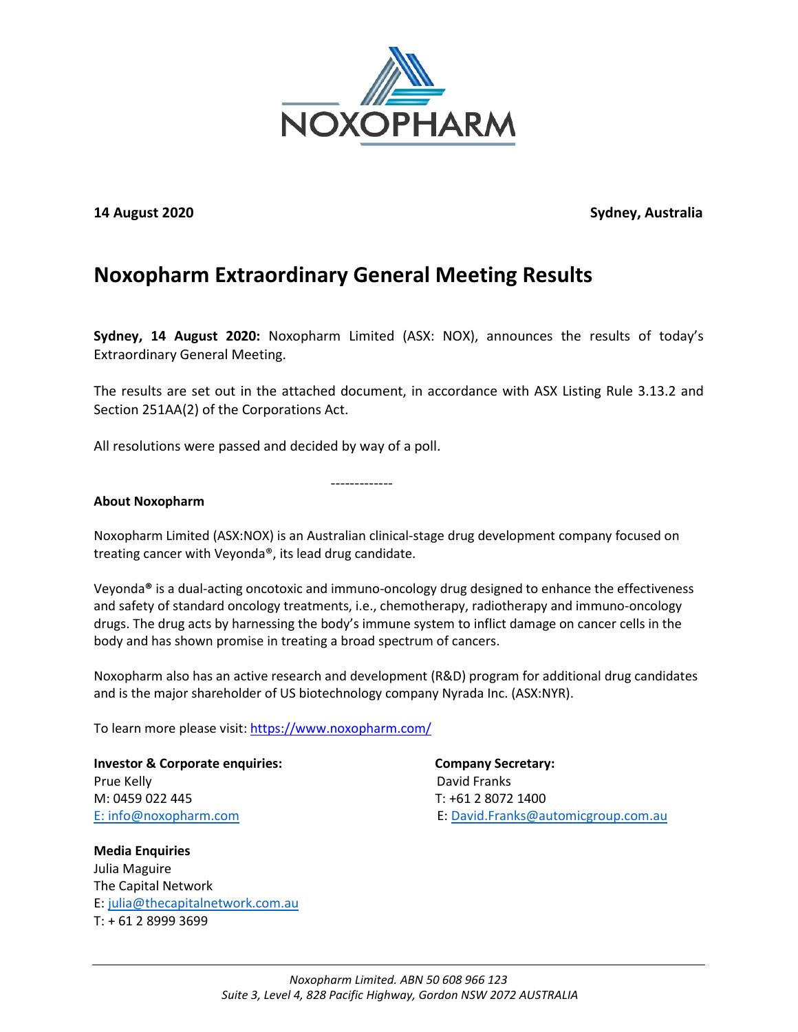**14 August 2020** **Sydney, Australia**

# Noxopharm Extraordinary General Meeting Results

**Sydney, 14 August 2020:** Noxopharm Limited (ASX: NOX), announces the results of today's Extraordinary General Meeting.

The results are set out in the attached document, in accordance with ASX Listing Rule 3.13.2 and Section 251AA(2) of the Corporations Act.

All resolutions were passed and decided by way of a poll.

-------------

**About Noxopharm**

Noxopharm Limited (ASX:NOX) is an Australian clinical-stage drug development company focused on treating cancer with Veyonda®, its lead drug candidate.

Veyonda® is a dual-acting oncotoxic and immuno-oncology drug designed to enhance the effectiveness and safety of standard oncology treatments, i.e., chemotherapy, radiotherapy and immuno-oncology drugs. The drug acts by harnessing the body's immune system to inflict damage on cancer cells in the body and has shown promise in treating a broad spectrum of cancers.

Noxopharm also has an active research and development (R&D) program for additional drug candidates and is the major shareholder of US biotechnology company Nyrada Inc. (ASX:NYR).

To learn more please visit: https://www.noxopharm.com/

**Investor & Corporate enquiries:**
Prue Kelly
M: 0459 022 445
E: info@noxopharm.com

**Company Secretary:**
David Franks
T: +61 2 8072 1400
E: David.Franks@automicgroup.com.au

**Media Enquiries**
Julia Maguire
The Capital Network
E: julia@thecapitalnetwork.com.au
T: + 61 2 8999 3699

*Noxopharm Limited. ABN 50 608 966 123*
*Suite 3, Level 4, 828 Pacific Highway, Gordon NSW 2072 AUSTRALIA*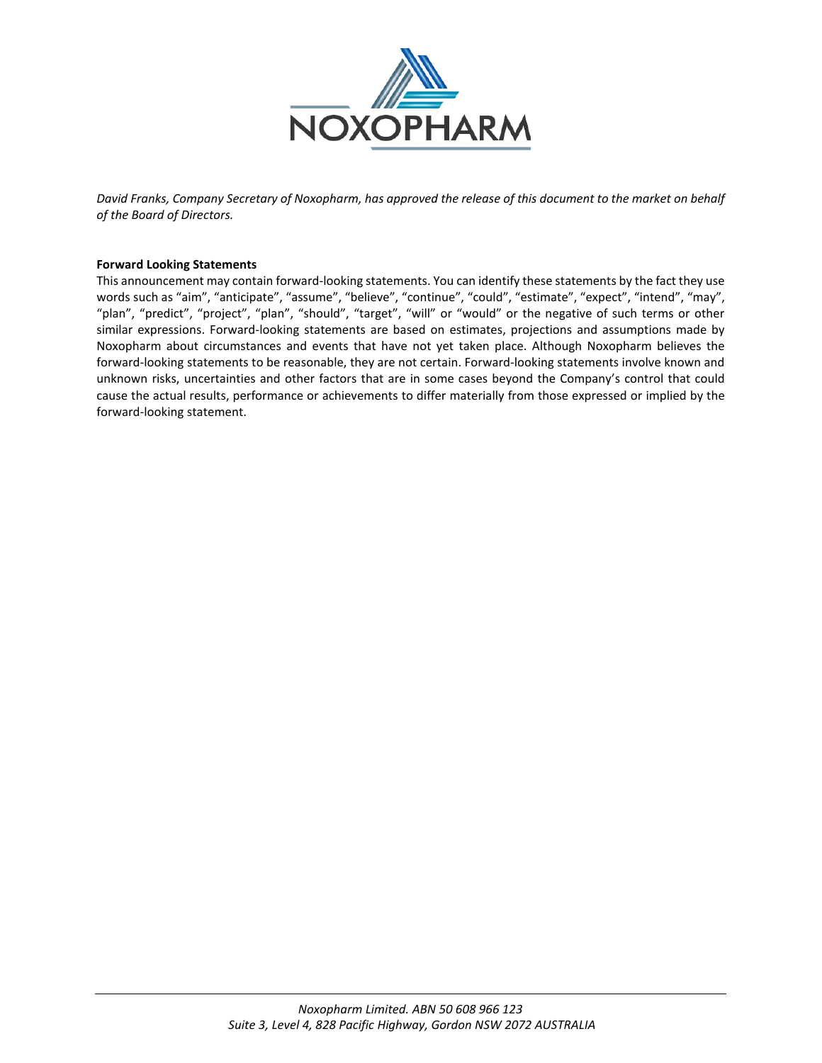*David Franks, Company Secretary of Noxopharm, has approved the release of this document to the market on behalf of the Board of Directors.*

**Forward Looking Statements**

This announcement may contain forward-looking statements. You can identify these statements by the fact they use words such as "aim", "anticipate", "assume", "believe", "continue", "could", "estimate", "expect", "intend", "may", "plan", "predict", "project", "plan", "should", "target", "will" or "would" or the negative of such terms or other similar expressions. Forward-looking statements are based on estimates, projections and assumptions made by Noxopharm about circumstances and events that have not yet taken place. Although Noxopharm believes the forward-looking statements to be reasonable, they are not certain. Forward-looking statements involve known and unknown risks, uncertainties and other factors that are in some cases beyond the Company's control that could cause the actual results, performance or achievements to differ materially from those expressed or implied by the forward-looking statement.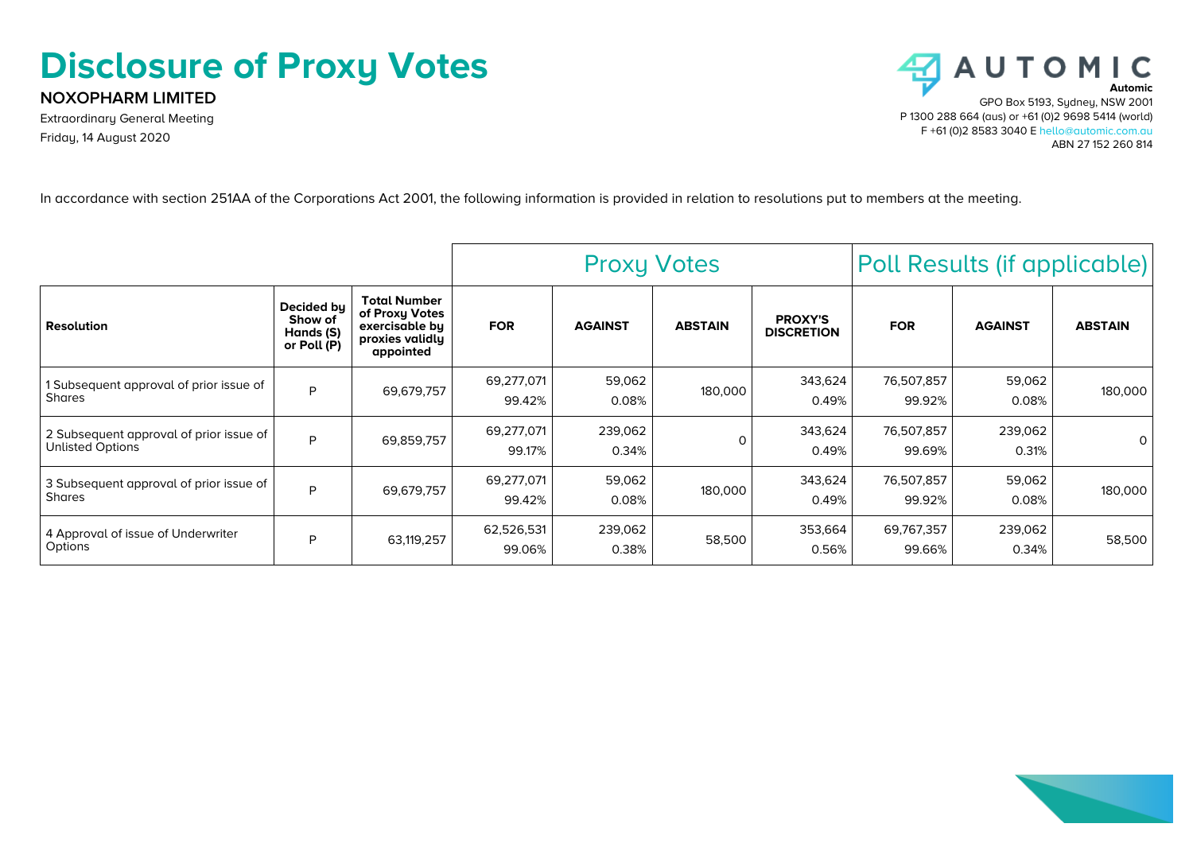# Disclosure of Proxy Votes

**NOXOPHARM LIMITED**

Extraordinary General Meeting

Friday, 14 August 2020

**Automic**
GPO Box 5193, Sydney, NSW 2001
P 1300 288 664 (aus) or +61 (0)2 9698 5414 (world)
F +61 (0)2 8583 3040 E hello@automic.com.au
ABN 27 152 260 814

In accordance with section 251AA of the Corporations Act 2001, the following information is provided in relation to resolutions put to members at the meeting.

| | | | Proxy Votes | | | | Poll Results (if applicable) | | |
|---|---|---|---|---|---|---|---|---|---|
| **Resolution** | **Decided by Show of Hands (S) or Poll (P)** | **Total Number of Proxy Votes exercisable by proxies validly appointed** | **FOR** | **AGAINST** | **ABSTAIN** | **PROXY'S DISCRETION** | **FOR** | **AGAINST** | **ABSTAIN** |
| 1 Subsequent approval of prior issue of Shares | P | 69,679,757 | 69,277,071 99.42% | 59,062 0.08% | 180,000 | 343,624 0.49% | 76,507,857 99.92% | 59,062 0.08% | 180,000 |
| 2 Subsequent approval of prior issue of Unlisted Options | P | 69,859,757 | 69,277,071 99.17% | 239,062 0.34% | 0 | 343,624 0.49% | 76,507,857 99.69% | 239,062 0.31% | 0 |
| 3 Subsequent approval of prior issue of Shares | P | 69,679,757 | 69,277,071 99.42% | 59,062 0.08% | 180,000 | 343,624 0.49% | 76,507,857 99.92% | 59,062 0.08% | 180,000 |
| 4 Approval of issue of Underwriter Options | P | 63,119,257 | 62,526,531 99.06% | 239,062 0.38% | 58,500 | 353,664 0.56% | 69,767,357 99.66% | 239,062 0.34% | 58,500 |